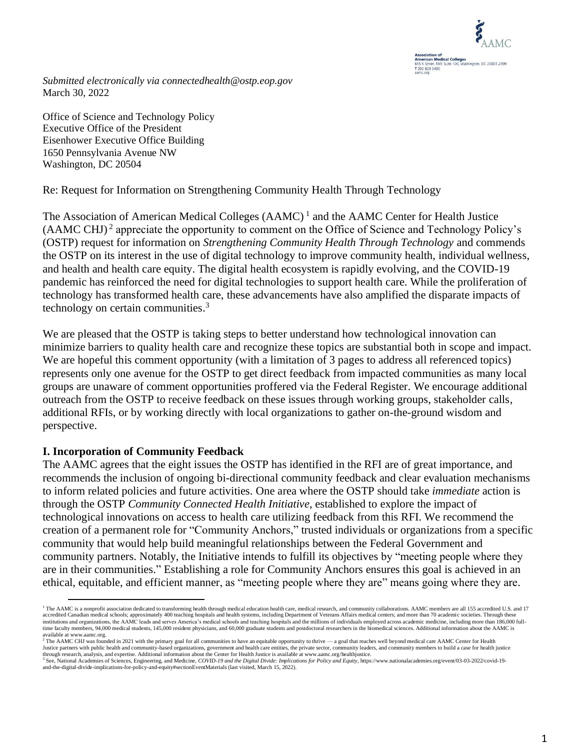AAMC

Association of American Medical Colleges
655 K Street, NW, Suite 100, Washington, DC 20001-2399
T 202 828 0400
aamc.org

*Submitted electronically via connectedhealth@ostp.eop.gov*
March 30, 2022

Office of Science and Technology Policy
Executive Office of the President
Eisenhower Executive Office Building
1650 Pennsylvania Avenue NW
Washington, DC 20504

Re: Request for Information on Strengthening Community Health Through Technology

The Association of American Medical Colleges (AAMC)[1] and the AAMC Center for Health Justice (AAMC CHJ)[2] appreciate the opportunity to comment on the Office of Science and Technology Policy's (OSTP) request for information on *Strengthening Community Health Through Technology* and commends the OSTP on its interest in the use of digital technology to improve community health, individual wellness, and health and health care equity. The digital health ecosystem is rapidly evolving, and the COVID-19 pandemic has reinforced the need for digital technologies to support health care. While the proliferation of technology has transformed health care, these advancements have also amplified the disparate impacts of technology on certain communities.[3]

We are pleased that the OSTP is taking steps to better understand how technological innovation can minimize barriers to quality health care and recognize these topics are substantial both in scope and impact. We are hopeful this comment opportunity (with a limitation of 3 pages to address all referenced topics) represents only one avenue for the OSTP to get direct feedback from impacted communities as many local groups are unaware of comment opportunities proffered via the Federal Register. We encourage additional outreach from the OSTP to receive feedback on these issues through working groups, stakeholder calls, additional RFIs, or by working directly with local organizations to gather on-the-ground wisdom and perspective.

**I. Incorporation of Community Feedback**

The AAMC agrees that the eight issues the OSTP has identified in the RFI are of great importance, and recommends the inclusion of ongoing bi-directional community feedback and clear evaluation mechanisms to inform related policies and future activities. One area where the OSTP should take *immediate* action is through the OSTP *Community Connected Health Initiative*, established to explore the impact of technological innovations on access to health care utilizing feedback from this RFI. We recommend the creation of a permanent role for "Community Anchors," trusted individuals or organizations from a specific community that would help build meaningful relationships between the Federal Government and community partners. Notably, the Initiative intends to fulfill its objectives by "meeting people where they are in their communities." Establishing a role for Community Anchors ensures this goal is achieved in an ethical, equitable, and efficient manner, as "meeting people where they are" means going where they are.

---

[1] The AAMC is a nonprofit association dedicated to transforming health through medical education health care, medical research, and community collaborations. AAMC members are all 155 accredited U.S. and 17 accredited Canadian medical schools; approximately 400 teaching hospitals and health systems, including Department of Veterans Affairs medical centers; and more than 70 academic societies. Through these institutions and organizations, the AAMC leads and serves America's medical schools and teaching hospitals and the millions of individuals employed across academic medicine, including more than 186,000 full-time faculty members, 94,000 medical students, 145,000 resident physicians, and 60,000 graduate students and postdoctoral researchers in the biomedical sciences. Additional information about the AAMC is available at www.aamc.org.

[2] The AAMC CHJ was founded in 2021 with the primary goal for all communities to have an equitable opportunity to thrive — a goal that reaches well beyond medical care AAMC Center for Health Justice partners with public health and community-based organizations, government and health care entities, the private sector, community leaders, and community members to build a case for health justice through research, analysis, and expertise. Additional information about the Center for Health Justice is available at www.aamc.org/healthjustice.

[3] See, National Academies of Sciences, Engineering, and Medicine, *COVID-19 and the Digital Divide: Implications for Policy and Equity*, https://www.nationalacademies.org/event/03-03-2022/covid-19-and-the-digital-divide-implications-for-policy-and-equity#sectionEventMaterials (last visited, March 15, 2022).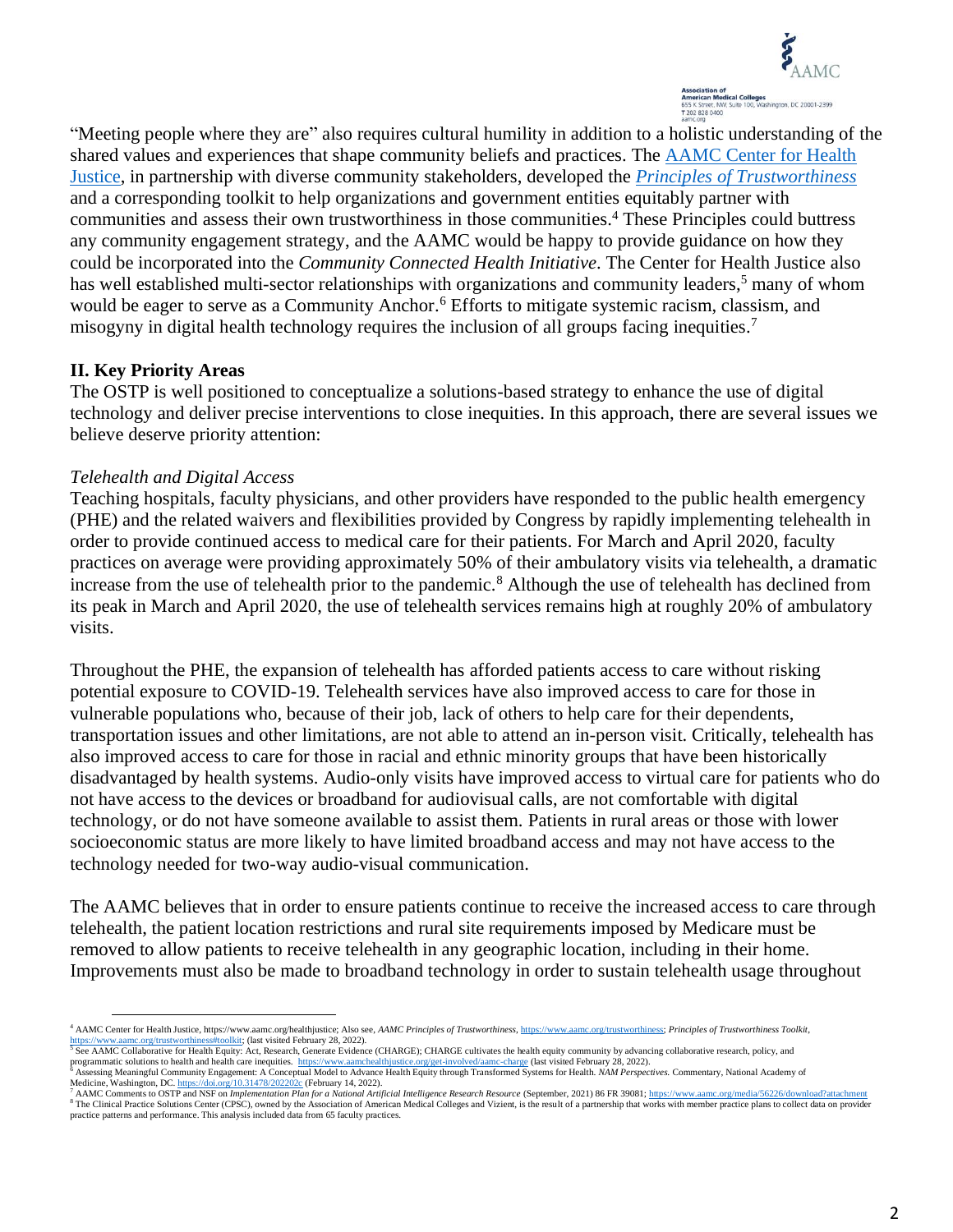"Meeting people where they are" also requires cultural humility in addition to a holistic understanding of the shared values and experiences that shape community beliefs and practices. The AAMC Center for Health Justice, in partnership with diverse community stakeholders, developed the *Principles of Trustworthiness* and a corresponding toolkit to help organizations and government entities equitably partner with communities and assess their own trustworthiness in those communities.[4] These Principles could buttress any community engagement strategy, and the AAMC would be happy to provide guidance on how they could be incorporated into the *Community Connected Health Initiative*. The Center for Health Justice also has well established multi-sector relationships with organizations and community leaders,[5] many of whom would be eager to serve as a Community Anchor.[6] Efforts to mitigate systemic racism, classism, and misogyny in digital health technology requires the inclusion of all groups facing inequities.[7]

## II. Key Priority Areas

The OSTP is well positioned to conceptualize a solutions-based strategy to enhance the use of digital technology and deliver precise interventions to close inequities. In this approach, there are several issues we believe deserve priority attention:

### *Telehealth and Digital Access*

Teaching hospitals, faculty physicians, and other providers have responded to the public health emergency (PHE) and the related waivers and flexibilities provided by Congress by rapidly implementing telehealth in order to provide continued access to medical care for their patients. For March and April 2020, faculty practices on average were providing approximately 50% of their ambulatory visits via telehealth, a dramatic increase from the use of telehealth prior to the pandemic.[8] Although the use of telehealth has declined from its peak in March and April 2020, the use of telehealth services remains high at roughly 20% of ambulatory visits.

Throughout the PHE, the expansion of telehealth has afforded patients access to care without risking potential exposure to COVID-19. Telehealth services have also improved access to care for those in vulnerable populations who, because of their job, lack of others to help care for their dependents, transportation issues and other limitations, are not able to attend an in-person visit. Critically, telehealth has also improved access to care for those in racial and ethnic minority groups that have been historically disadvantaged by health systems. Audio-only visits have improved access to virtual care for patients who do not have access to the devices or broadband for audiovisual calls, are not comfortable with digital technology, or do not have someone available to assist them. Patients in rural areas or those with lower socioeconomic status are more likely to have limited broadband access and may not have access to the technology needed for two-way audio-visual communication.

The AAMC believes that in order to ensure patients continue to receive the increased access to care through telehealth, the patient location restrictions and rural site requirements imposed by Medicare must be removed to allow patients to receive telehealth in any geographic location, including in their home. Improvements must also be made to broadband technology in order to sustain telehealth usage throughout

---

[4] AAMC Center for Health Justice, https://www.aamc.org/healthjustice; Also see, *AAMC Principles of Trustworthiness*, https://www.aamc.org/trustworthiness; *Principles of Trustworthiness Toolkit*, https://www.aamc.org/trustworthiness#toolkit; (last visited February 28, 2022).

[5] See AAMC Collaborative for Health Equity: Act, Research, Generate Evidence (CHARGE); CHARGE cultivates the health equity community by advancing collaborative research, policy, and programmatic solutions to health and health care inequities. https://www.aamchealthjustice.org/get-involved/aamc-charge (last visited February 28, 2022).

[6] Assessing Meaningful Community Engagement: A Conceptual Model to Advance Health Equity through Transformed Systems for Health. *NAM Perspectives.* Commentary, National Academy of Medicine, Washington, DC. https://doi.org/10.31478/202202c (February 14, 2022).

[7] AAMC Comments to OSTP and NSF on *Implementation Plan for a National Artificial Intelligence Research Resource* (September, 2021) 86 FR 39081; https://www.aamc.org/media/56226/download?attachment

[8] The Clinical Practice Solutions Center (CPSC), owned by the Association of American Medical Colleges and Vizient, is the result of a partnership that works with member practice plans to collect data on provider practice patterns and performance. This analysis included data from 65 faculty practices.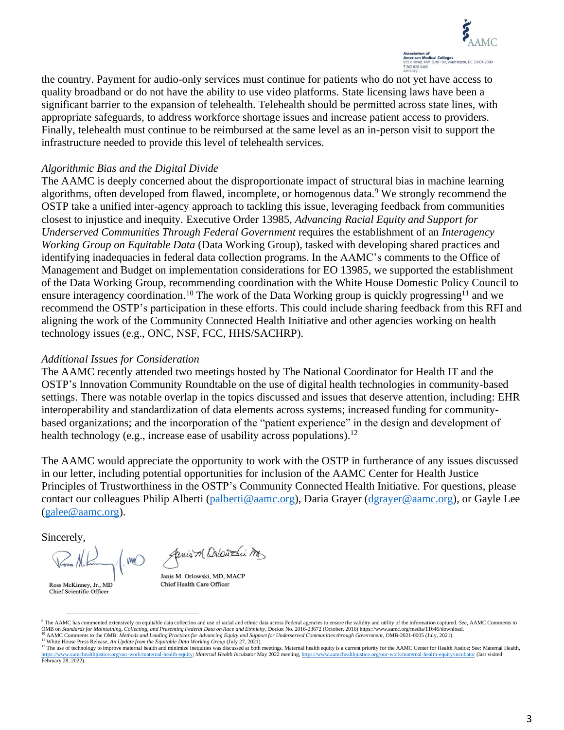the country. Payment for audio-only services must continue for patients who do not yet have access to quality broadband or do not have the ability to use video platforms. State licensing laws have been a significant barrier to the expansion of telehealth. Telehealth should be permitted across state lines, with appropriate safeguards, to address workforce shortage issues and increase patient access to providers. Finally, telehealth must continue to be reimbursed at the same level as an in-person visit to support the infrastructure needed to provide this level of telehealth services.

*Algorithmic Bias and the Digital Divide*

The AAMC is deeply concerned about the disproportionate impact of structural bias in machine learning algorithms, often developed from flawed, incomplete, or homogenous data.[9] We strongly recommend the OSTP take a unified inter-agency approach to tackling this issue, leveraging feedback from communities closest to injustice and inequity. Executive Order 13985, *Advancing Racial Equity and Support for Underserved Communities Through Federal Government* requires the establishment of an *Interagency Working Group on Equitable Data* (Data Working Group), tasked with developing shared practices and identifying inadequacies in federal data collection programs. In the AAMC's comments to the Office of Management and Budget on implementation considerations for EO 13985, we supported the establishment of the Data Working Group, recommending coordination with the White House Domestic Policy Council to ensure interagency coordination.[10] The work of the Data Working group is quickly progressing[11] and we recommend the OSTP's participation in these efforts. This could include sharing feedback from this RFI and aligning the work of the Community Connected Health Initiative and other agencies working on health technology issues (e.g., ONC, NSF, FCC, HHS/SACHRP).

*Additional Issues for Consideration*

The AAMC recently attended two meetings hosted by The National Coordinator for Health IT and the OSTP's Innovation Community Roundtable on the use of digital health technologies in community-based settings. There was notable overlap in the topics discussed and issues that deserve attention, including: EHR interoperability and standardization of data elements across systems; increased funding for community-based organizations; and the incorporation of the "patient experience" in the design and development of health technology (e.g., increase ease of usability across populations).[12]

The AAMC would appreciate the opportunity to work with the OSTP in furtherance of any issues discussed in our letter, including potential opportunities for inclusion of the AAMC Center for Health Justice Principles of Trustworthiness in the OSTP's Community Connected Health Initiative. For questions, please contact our colleagues Philip Alberti (palberti@aamc.org), Daria Grayer (dgrayer@aamc.org), or Gayle Lee (galee@aamc.org).

Sincerely,

Ross McKinney, Jr., MD
Chief Scientific Officer

Janis M. Orlowski, MD, MACP
Chief Health Care Officer

---

[9] The AAMC has commented extensively on equitable data collection and use of racial and ethnic data across Federal agencies to ensure the validity and utility of the information captured. *See*, AAMC Comments to OMB on *Standards for Maintaining, Collecting, and Presenting Federal Data on Race and Ethnicity*, Docket No. 2016-23672 (October, 2016) https://www.aamc.org/media/11646/download.

[10] AAMC Comments to the OMB: *Methods and Leading Practices for Advancing Equity and Support for Underserved Communities through Government*, OMB-2021-0005 (July, 2021).

[11] White House Press Release, *An Update from the Equitable Data Working Group* (July 27, 2021).

[12] The use of technology to improve maternal health and minimize inequities was discussed at both meetings. Maternal health equity is a current priority for the AAMC Center for Health Justice; See: Maternal Health, https://www.aamchealthjustice.org/our-work/maternal-health-equity; *Maternal Health Incubator* May 2022 meeting, https://www.aamchealthjustice.org/our-work/maternal-health-equity/incubator (last visited February 28, 2022).